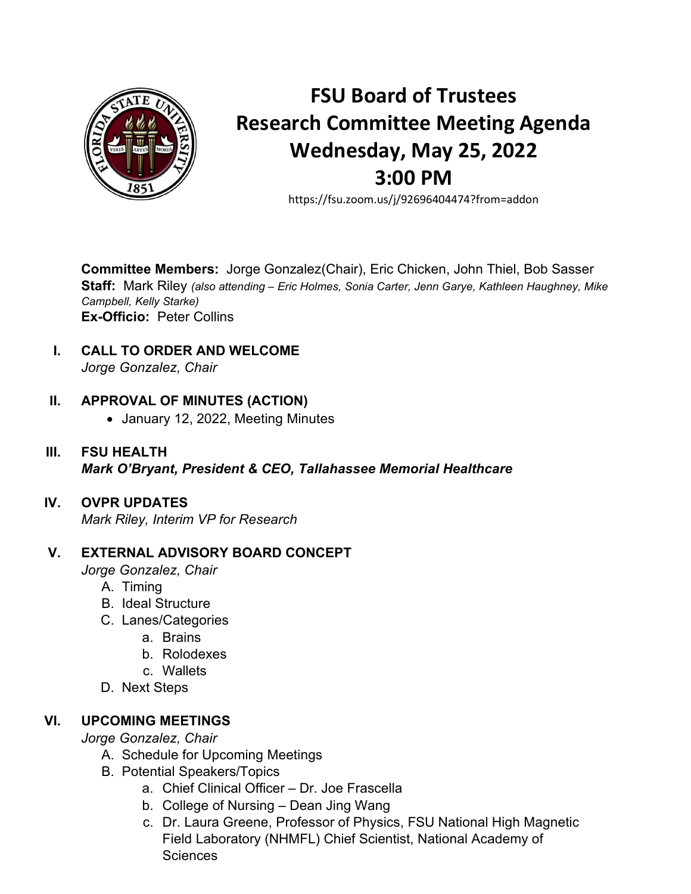# FSU Board of Trustees
# Research Committee Meeting Agenda
# Wednesday, May 25, 2022
# 3:00 PM

https://fsu.zoom.us/j/92696404474?from=addon

**Committee Members:** Jorge Gonzalez(Chair), Eric Chicken, John Thiel, Bob Sasser
**Staff:** Mark Riley *(also attending – Eric Holmes, Sonia Carter, Jenn Garye, Kathleen Haughney, Mike Campbell, Kelly Starke)*
**Ex-Officio:** Peter Collins

**I. CALL TO ORDER AND WELCOME**
*Jorge Gonzalez, Chair*

**II. APPROVAL OF MINUTES (ACTION)**
- January 12, 2022, Meeting Minutes

**III. FSU HEALTH**
***Mark O'Bryant, President & CEO, Tallahassee Memorial Healthcare***

**IV. OVPR UPDATES**
*Mark Riley, Interim VP for Research*

**V. EXTERNAL ADVISORY BOARD CONCEPT**
*Jorge Gonzalez, Chair*

A. Timing
B. Ideal Structure
C. Lanes/Categories
  a. Brains
  b. Rolodexes
  c. Wallets
D. Next Steps

**VI. UPCOMING MEETINGS**
*Jorge Gonzalez, Chair*

A. Schedule for Upcoming Meetings
B. Potential Speakers/Topics
  a. Chief Clinical Officer – Dr. Joe Frascella
  b. College of Nursing – Dean Jing Wang
  c. Dr. Laura Greene, Professor of Physics, FSU National High Magnetic Field Laboratory (NHMFL) Chief Scientist, National Academy of Sciences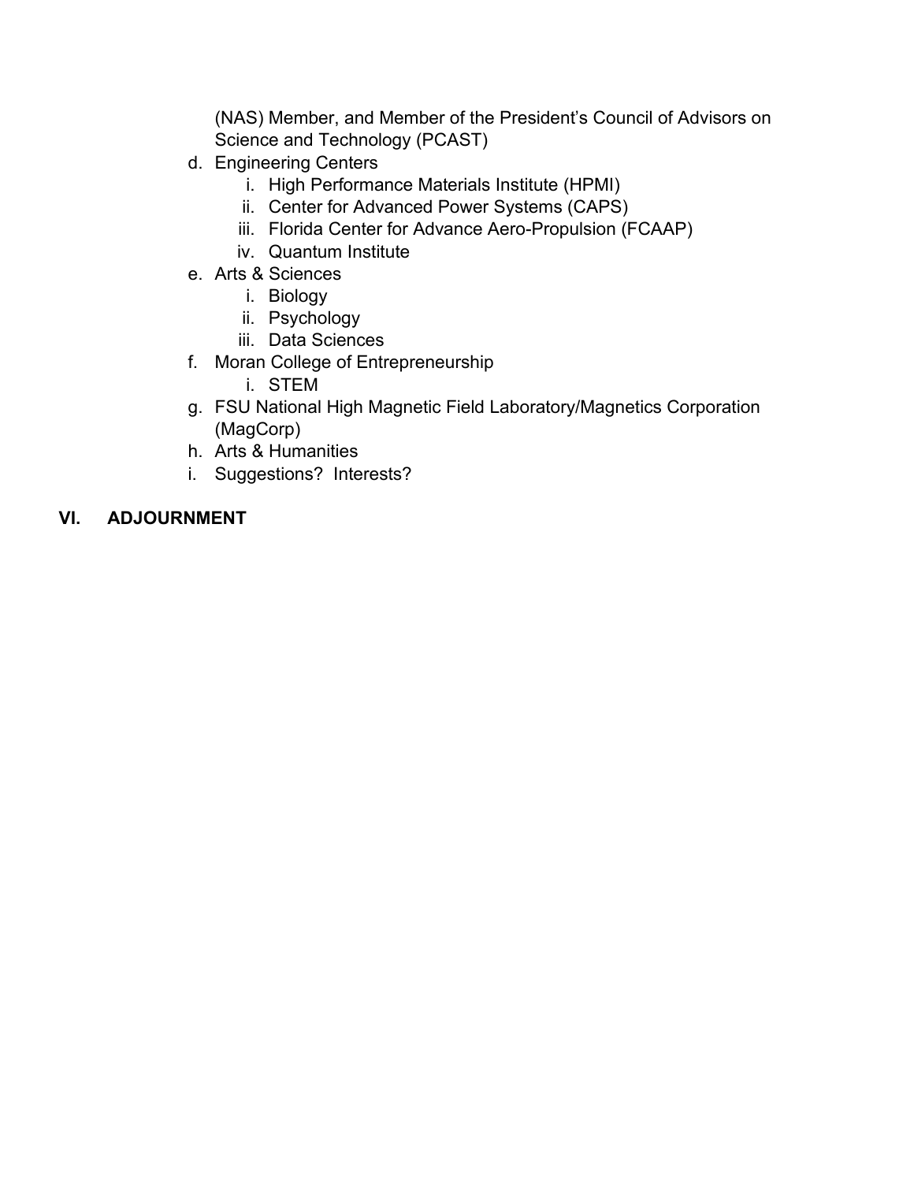(NAS) Member, and Member of the President's Council of Advisors on Science and Technology (PCAST)

d. Engineering Centers
   i. High Performance Materials Institute (HPMI)
   ii. Center for Advanced Power Systems (CAPS)
   iii. Florida Center for Advance Aero-Propulsion (FCAAP)
   iv. Quantum Institute
e. Arts & Sciences
   i. Biology
   ii. Psychology
   iii. Data Sciences
f. Moran College of Entrepreneurship
   i. STEM
g. FSU National High Magnetic Field Laboratory/Magnetics Corporation (MagCorp)
h. Arts & Humanities
i. Suggestions? Interests?

**VI. ADJOURNMENT**